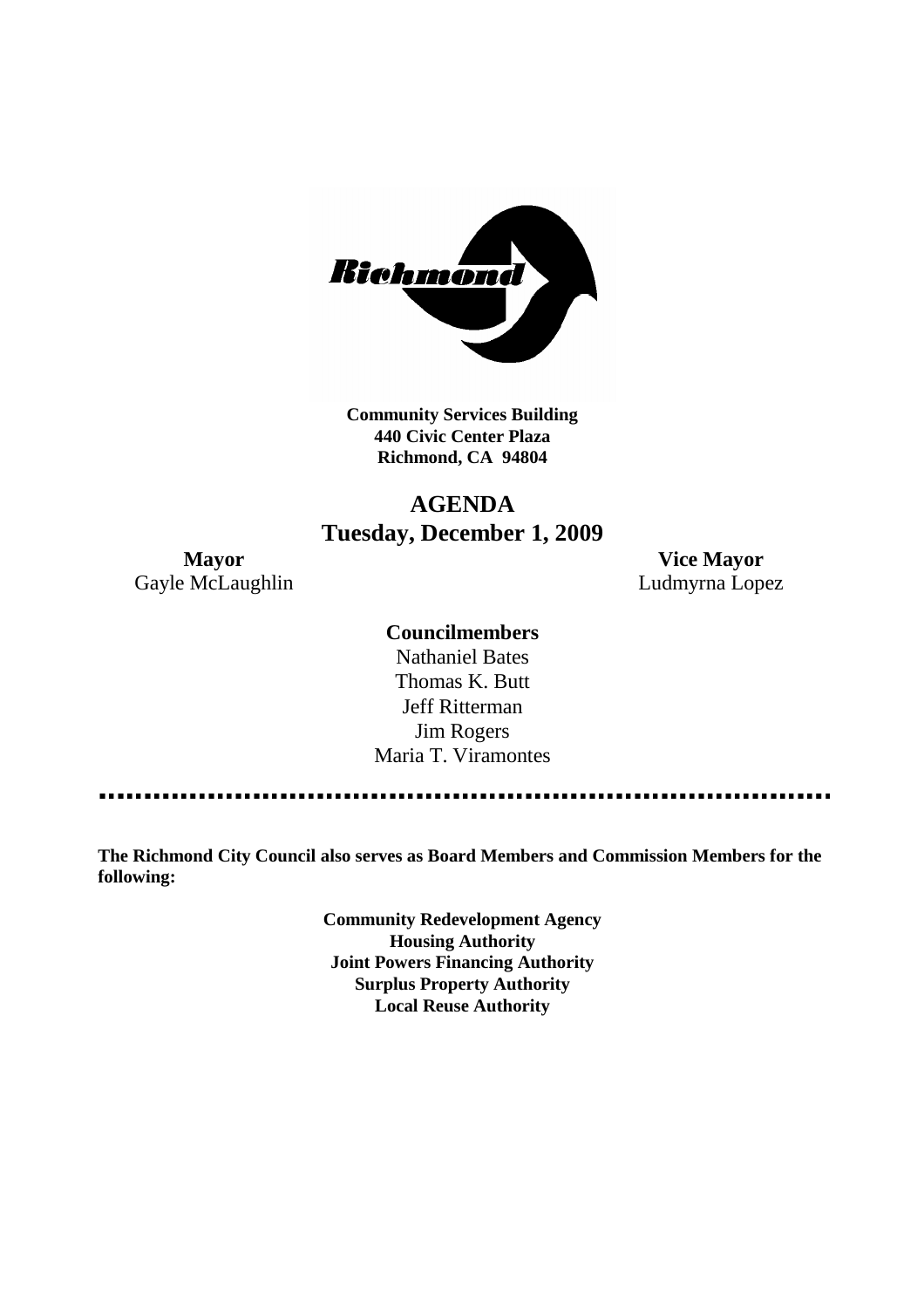**Community Services Building**
**440 Civic Center Plaza**
**Richmond, CA 94804**

# AGENDA
## Tuesday, December 1, 2009

**Mayor**
Gayle McLaughlin

**Vice Mayor**
Ludmyrna Lopez

**Councilmembers**
Nathaniel Bates
Thomas K. Butt
Jeff Ritterman
Jim Rogers
Maria T. Viramontes

---

**The Richmond City Council also serves as Board Members and Commission Members for the following:**

**Community Redevelopment Agency**
**Housing Authority**
**Joint Powers Financing Authority**
**Surplus Property Authority**
**Local Reuse Authority**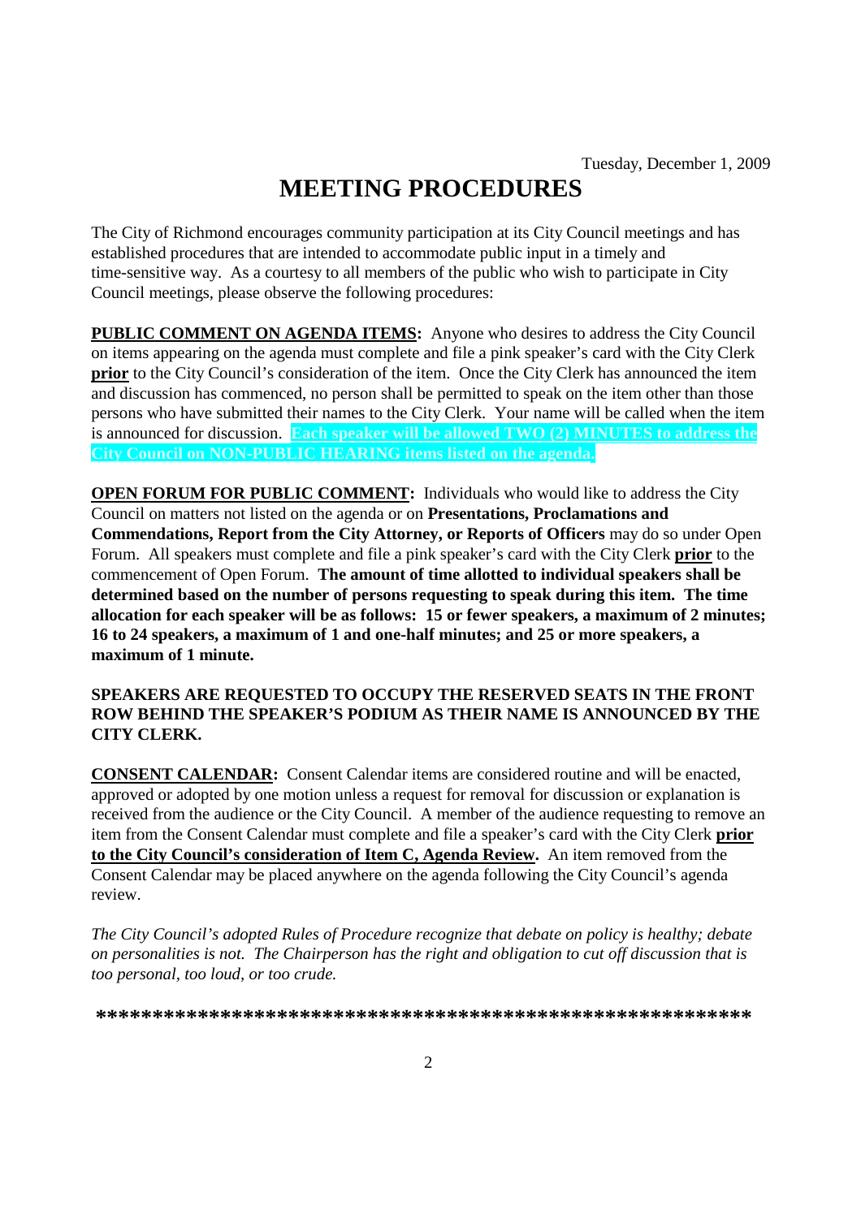Tuesday, December 1, 2009

# MEETING PROCEDURES

The City of Richmond encourages community participation at its City Council meetings and has established procedures that are intended to accommodate public input in a timely and time-sensitive way. As a courtesy to all members of the public who wish to participate in City Council meetings, please observe the following procedures:

**PUBLIC COMMENT ON AGENDA ITEMS:** Anyone who desires to address the City Council on items appearing on the agenda must complete and file a pink speaker's card with the City Clerk **prior** to the City Council's consideration of the item. Once the City Clerk has announced the item and discussion has commenced, no person shall be permitted to speak on the item other than those persons who have submitted their names to the City Clerk. Your name will be called when the item is announced for discussion. **Each speaker will be allowed TWO (2) MINUTES to address the City Council on NON-PUBLIC HEARING items listed on the agenda.**

**OPEN FORUM FOR PUBLIC COMMENT:** Individuals who would like to address the City Council on matters not listed on the agenda or on **Presentations, Proclamations and Commendations, Report from the City Attorney, or Reports of Officers** may do so under Open Forum. All speakers must complete and file a pink speaker's card with the City Clerk **prior** to the commencement of Open Forum. **The amount of time allotted to individual speakers shall be determined based on the number of persons requesting to speak during this item. The time allocation for each speaker will be as follows: 15 or fewer speakers, a maximum of 2 minutes; 16 to 24 speakers, a maximum of 1 and one-half minutes; and 25 or more speakers, a maximum of 1 minute.**

**SPEAKERS ARE REQUESTED TO OCCUPY THE RESERVED SEATS IN THE FRONT ROW BEHIND THE SPEAKER'S PODIUM AS THEIR NAME IS ANNOUNCED BY THE CITY CLERK.**

**CONSENT CALENDAR:** Consent Calendar items are considered routine and will be enacted, approved or adopted by one motion unless a request for removal for discussion or explanation is received from the audience or the City Council. A member of the audience requesting to remove an item from the Consent Calendar must complete and file a speaker's card with the City Clerk **prior to the City Council's consideration of Item C, Agenda Review.** An item removed from the Consent Calendar may be placed anywhere on the agenda following the City Council's agenda review.

*The City Council's adopted Rules of Procedure recognize that debate on policy is healthy; debate on personalities is not. The Chairperson has the right and obligation to cut off discussion that is too personal, too loud, or too crude.*

***********************************************************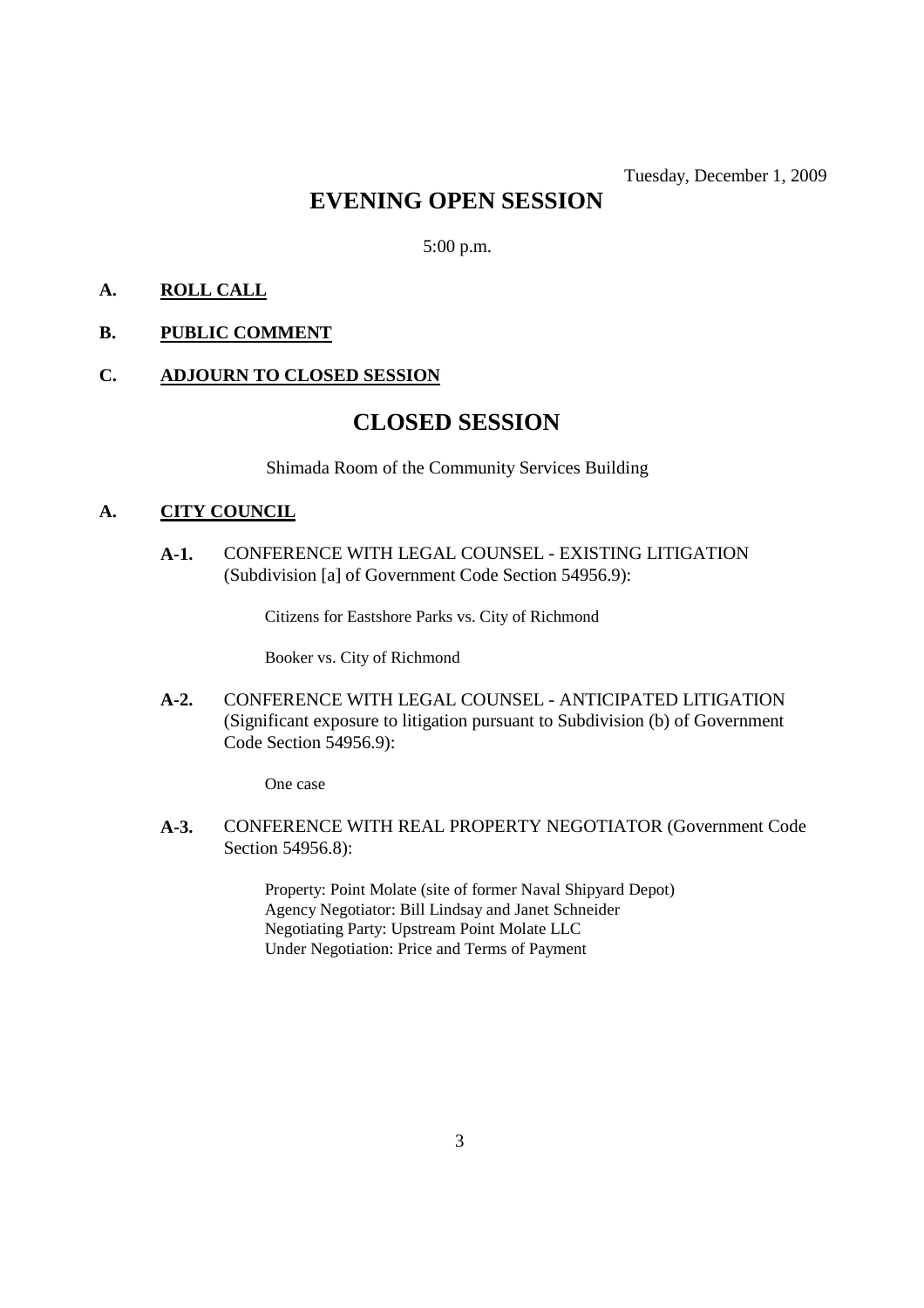Tuesday, December 1, 2009

# EVENING OPEN SESSION

5:00 p.m.

**A. ROLL CALL**

**B. PUBLIC COMMENT**

**C. ADJOURN TO CLOSED SESSION**

# CLOSED SESSION

Shimada Room of the Community Services Building

**A. CITY COUNCIL**

**A-1.** CONFERENCE WITH LEGAL COUNSEL - EXISTING LITIGATION (Subdivision [a] of Government Code Section 54956.9):

Citizens for Eastshore Parks vs. City of Richmond

Booker vs. City of Richmond

**A-2.** CONFERENCE WITH LEGAL COUNSEL - ANTICIPATED LITIGATION (Significant exposure to litigation pursuant to Subdivision (b) of Government Code Section 54956.9):

One case

**A-3.** CONFERENCE WITH REAL PROPERTY NEGOTIATOR (Government Code Section 54956.8):

Property: Point Molate (site of former Naval Shipyard Depot)
Agency Negotiator: Bill Lindsay and Janet Schneider
Negotiating Party: Upstream Point Molate LLC
Under Negotiation: Price and Terms of Payment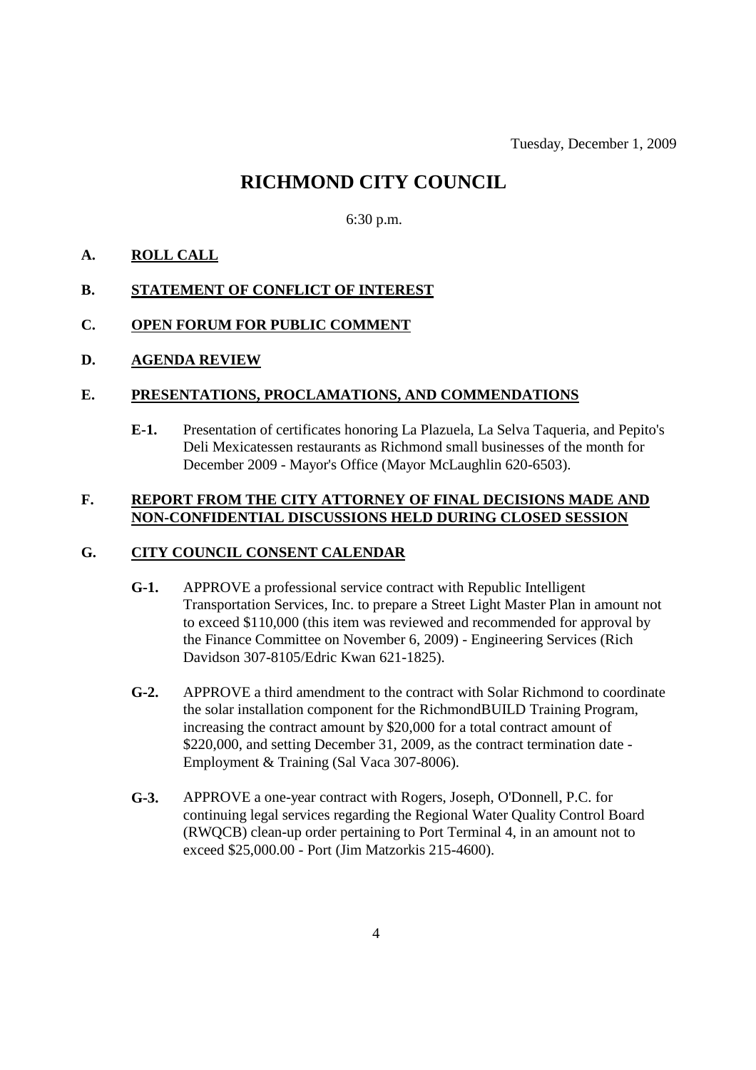Tuesday, December 1, 2009

# RICHMOND CITY COUNCIL

6:30 p.m.

## A. ROLL CALL

## B. STATEMENT OF CONFLICT OF INTEREST

## C. OPEN FORUM FOR PUBLIC COMMENT

## D. AGENDA REVIEW

## E. PRESENTATIONS, PROCLAMATIONS, AND COMMENDATIONS

**E-1.** Presentation of certificates honoring La Plazuela, La Selva Taqueria, and Pepito's Deli Mexicatessen restaurants as Richmond small businesses of the month for December 2009 - Mayor's Office (Mayor McLaughlin 620-6503).

## F. REPORT FROM THE CITY ATTORNEY OF FINAL DECISIONS MADE AND NON-CONFIDENTIAL DISCUSSIONS HELD DURING CLOSED SESSION

## G. CITY COUNCIL CONSENT CALENDAR

**G-1.** APPROVE a professional service contract with Republic Intelligent Transportation Services, Inc. to prepare a Street Light Master Plan in amount not to exceed $110,000 (this item was reviewed and recommended for approval by the Finance Committee on November 6, 2009) - Engineering Services (Rich Davidson 307-8105/Edric Kwan 621-1825).

**G-2.** APPROVE a third amendment to the contract with Solar Richmond to coordinate the solar installation component for the RichmondBUILD Training Program, increasing the contract amount by $20,000 for a total contract amount of $220,000, and setting December 31, 2009, as the contract termination date - Employment & Training (Sal Vaca 307-8006).

**G-3.** APPROVE a one-year contract with Rogers, Joseph, O'Donnell, P.C. for continuing legal services regarding the Regional Water Quality Control Board (RWQCB) clean-up order pertaining to Port Terminal 4, in an amount not to exceed $25,000.00 - Port (Jim Matzorkis 215-4600).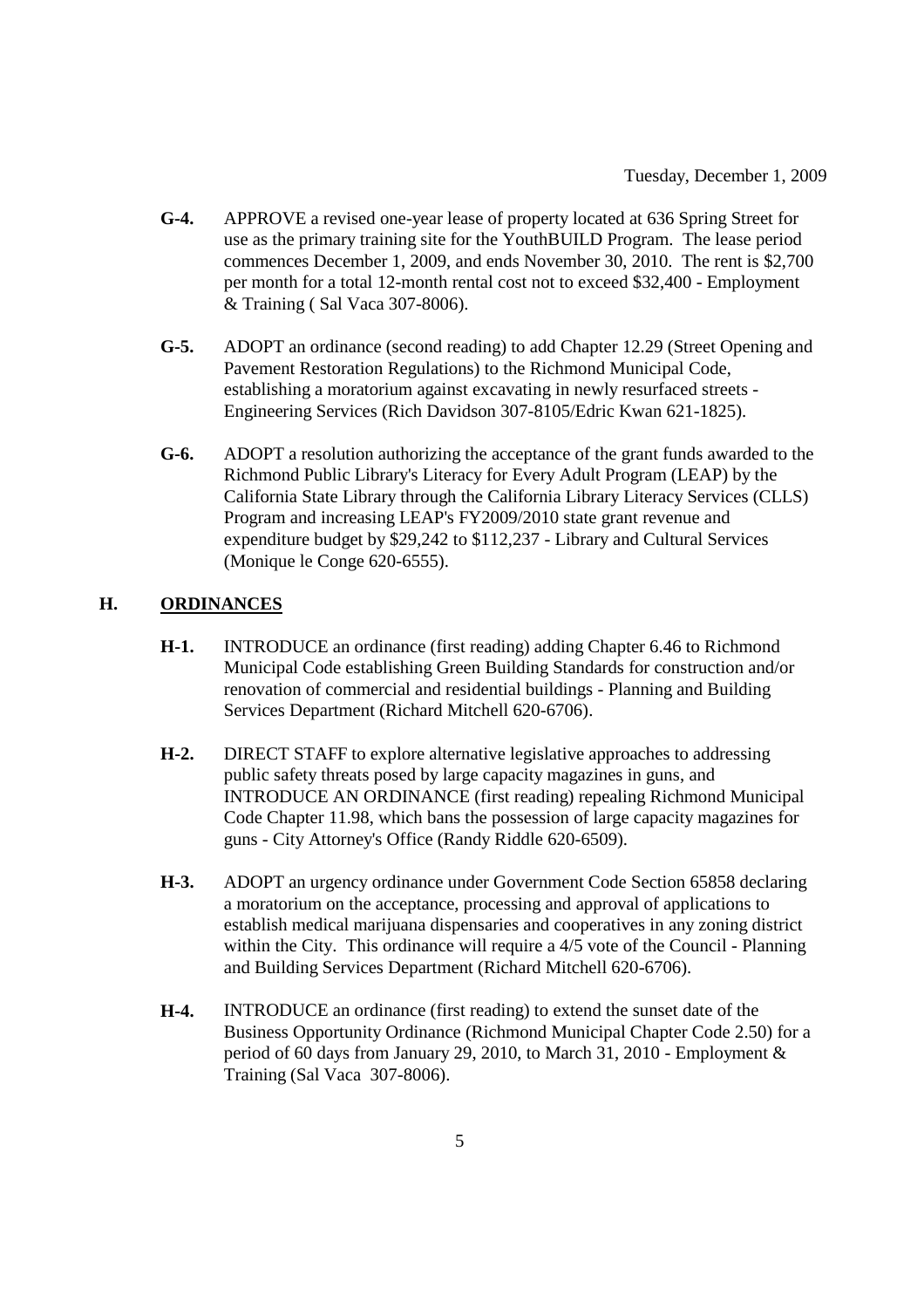- **G-4.** APPROVE a revised one-year lease of property located at 636 Spring Street for use as the primary training site for the YouthBUILD Program. The lease period commences December 1, 2009, and ends November 30, 2010. The rent is $2,700 per month for a total 12-month rental cost not to exceed $32,400 - Employment & Training ( Sal Vaca 307-8006).

- **G-5.** ADOPT an ordinance (second reading) to add Chapter 12.29 (Street Opening and Pavement Restoration Regulations) to the Richmond Municipal Code, establishing a moratorium against excavating in newly resurfaced streets - Engineering Services (Rich Davidson 307-8105/Edric Kwan 621-1825).

- **G-6.** ADOPT a resolution authorizing the acceptance of the grant funds awarded to the Richmond Public Library's Literacy for Every Adult Program (LEAP) by the California State Library through the California Library Literacy Services (CLLS) Program and increasing LEAP's FY2009/2010 state grant revenue and expenditure budget by $29,242 to $112,237 - Library and Cultural Services (Monique le Conge 620-6555).

## H. ORDINANCES

- **H-1.** INTRODUCE an ordinance (first reading) adding Chapter 6.46 to Richmond Municipal Code establishing Green Building Standards for construction and/or renovation of commercial and residential buildings - Planning and Building Services Department (Richard Mitchell 620-6706).

- **H-2.** DIRECT STAFF to explore alternative legislative approaches to addressing public safety threats posed by large capacity magazines in guns, and INTRODUCE AN ORDINANCE (first reading) repealing Richmond Municipal Code Chapter 11.98, which bans the possession of large capacity magazines for guns - City Attorney's Office (Randy Riddle 620-6509).

- **H-3.** ADOPT an urgency ordinance under Government Code Section 65858 declaring a moratorium on the acceptance, processing and approval of applications to establish medical marijuana dispensaries and cooperatives in any zoning district within the City. This ordinance will require a 4/5 vote of the Council - Planning and Building Services Department (Richard Mitchell 620-6706).

- **H-4.** INTRODUCE an ordinance (first reading) to extend the sunset date of the Business Opportunity Ordinance (Richmond Municipal Chapter Code 2.50) for a period of 60 days from January 29, 2010, to March 31, 2010 - Employment & Training (Sal Vaca 307-8006).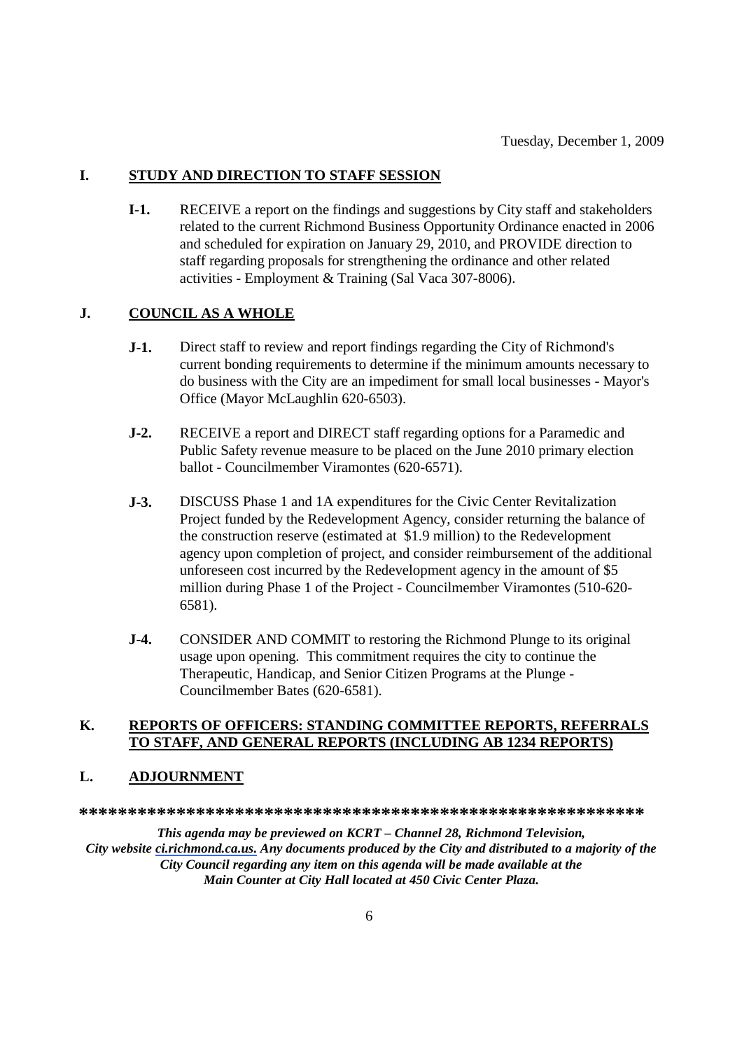Tuesday, December 1, 2009

## I. STUDY AND DIRECTION TO STAFF SESSION

**I-1.** RECEIVE a report on the findings and suggestions by City staff and stakeholders related to the current Richmond Business Opportunity Ordinance enacted in 2006 and scheduled for expiration on January 29, 2010, and PROVIDE direction to staff regarding proposals for strengthening the ordinance and other related activities - Employment & Training (Sal Vaca 307-8006).

## J. COUNCIL AS A WHOLE

**J-1.** Direct staff to review and report findings regarding the City of Richmond's current bonding requirements to determine if the minimum amounts necessary to do business with the City are an impediment for small local businesses - Mayor's Office (Mayor McLaughlin 620-6503).

**J-2.** RECEIVE a report and DIRECT staff regarding options for a Paramedic and Public Safety revenue measure to be placed on the June 2010 primary election ballot - Councilmember Viramontes (620-6571).

**J-3.** DISCUSS Phase 1 and 1A expenditures for the Civic Center Revitalization Project funded by the Redevelopment Agency, consider returning the balance of the construction reserve (estimated at $1.9 million) to the Redevelopment agency upon completion of project, and consider reimbursement of the additional unforeseen cost incurred by the Redevelopment agency in the amount of $5 million during Phase 1 of the Project - Councilmember Viramontes (510-620-6581).

**J-4.** CONSIDER AND COMMIT to restoring the Richmond Plunge to its original usage upon opening. This commitment requires the city to continue the Therapeutic, Handicap, and Senior Citizen Programs at the Plunge - Councilmember Bates (620-6581).

## K. REPORTS OF OFFICERS: STANDING COMMITTEE REPORTS, REFERRALS TO STAFF, AND GENERAL REPORTS (INCLUDING AB 1234 REPORTS)

## L. ADJOURNMENT

**************************************************************

***This agenda may be previewed on KCRT – Channel 28, Richmond Television, City website ci.richmond.ca.us. Any documents produced by the City and distributed to a majority of the City Council regarding any item on this agenda will be made available at the Main Counter at City Hall located at 450 Civic Center Plaza.***